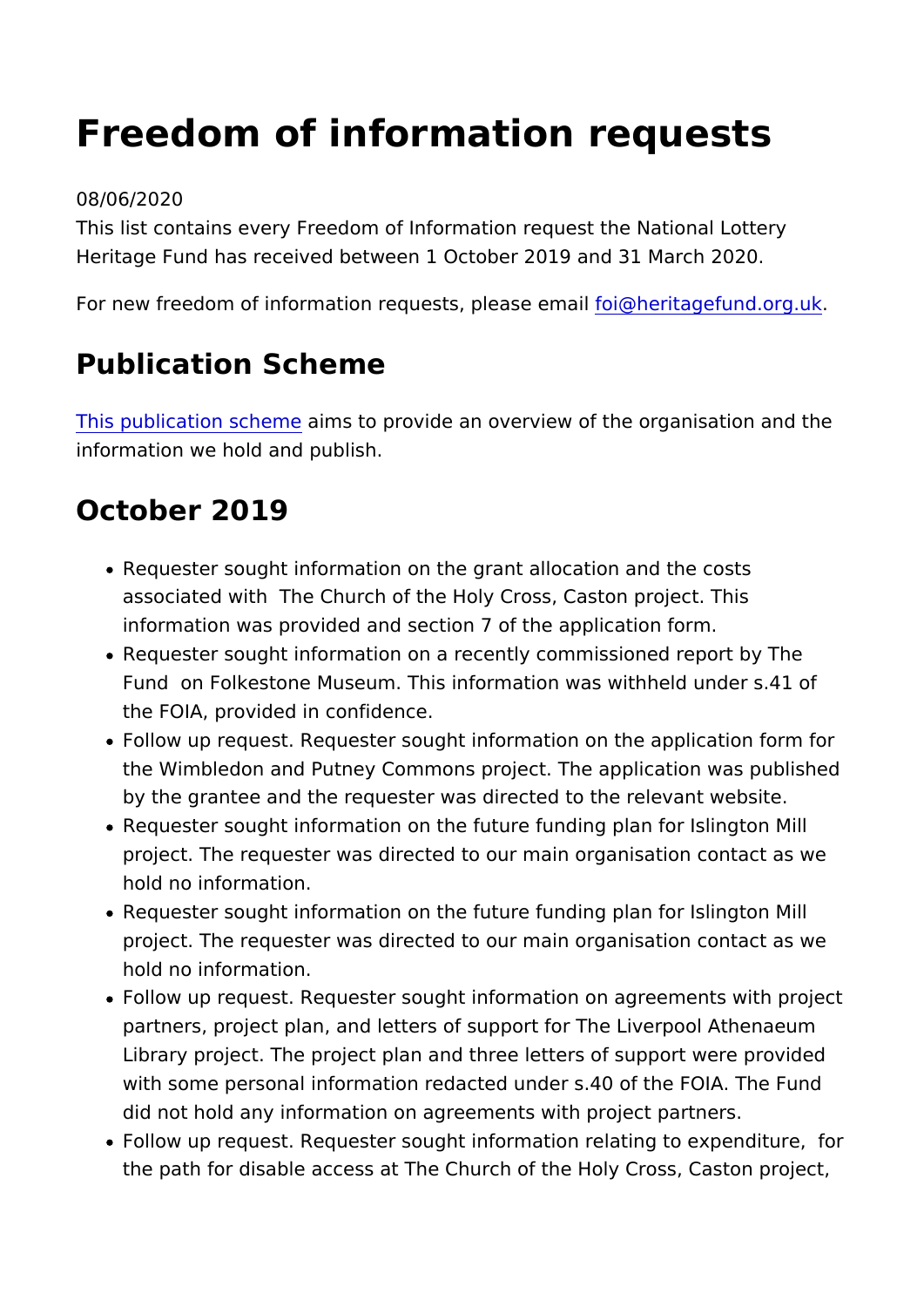# Freedom of information requests

08/06/2020

This list contains every Freedom of Information request the National Lottery Heritage Fund has received between 1 October 2019 and 31 March 2020.

For new freedom of information requests, please email foi@heritagefund.org.uk.

## Publication Scheme

This publication scheme aims to provide an overview of the organisation and the information we hold and publish.

## October 2019

- Requester sought information on the grant allocation and the costs associated with The Church of the Holy Cross, Caston project. This information was provided and section 7 of the application form.
- Requester sought information on a recently commissioned report by The Fund on Folkestone Museum. This information was withheld under s.41 of the FOIA, provided in confidence.
- Follow up request. Requester sought information on the application form for the Wimbledon and Putney Commons project. The application was published by the grantee and the requester was directed to the relevant website.
- Requester sought information on the future funding plan for Islington Mill project. The requester was directed to our main organisation contact as we hold no information.
- Requester sought information on the future funding plan for Islington Mill project. The requester was directed to our main organisation contact as we hold no information.
- Follow up request. Requester sought information on agreements with project partners, project plan, and letters of support for The Liverpool Athenaeum Library project. The project plan and three letters of support were provided with some personal information redacted under s.40 of the FOIA. The Fund did not hold any information on agreements with project partners.
- Follow up request. Requester sought information relating to expenditure, for the path for disable access at The Church of the Holy Cross, Caston project,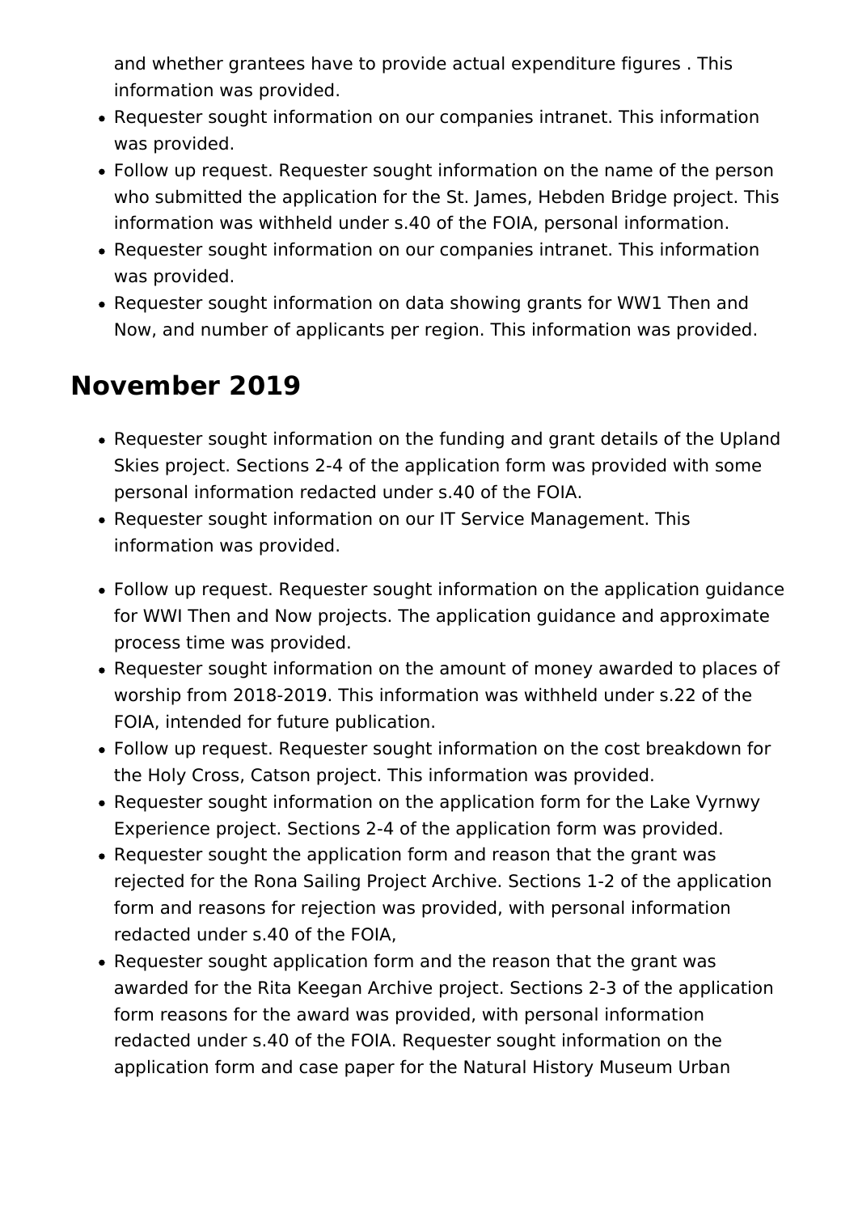and whether grantees have to provide actual expenditure figures . This information was provided.

- Requester sought information on our companies intranet. This information was provided.
- Follow up request. Requester sought information on the name of the person who submitted the application for the St. James, Hebden Bridge project. This information was withheld under s.40 of the FOIA, personal information.
- Requester sought information on our companies intranet. This information was provided.
- Requester sought information on data showing grants for WW1 Then and Now, and number of applicants per region. This information was provided.

## November 2019

- Requester sought information on the funding and grant details of the Upland Skies project. Sections 2-4 of the application form was provided with some personal information redacted under s.40 of the FOIA.
- Requester sought information on our IT Service Management. This information was provided.
- Follow up request. Requester sought information on the application guidance for WWI Then and Now projects. The application guidance and approximate process time was provided.
- Requester sought information on the amount of money awarded to places of worship from 2018-2019. This information was withheld under s.22 of the FOIA, intended for future publication.
- Follow up request. Requester sought information on the cost breakdown for the Holy Cross, Catson project. This information was provided.
- Requester sought information on the application form for the Lake Vyrnwy Experience project. Sections 2-4 of the application form was provided.
- Requester sought the application form and reason that the grant was rejected for the Rona Sailing Project Archive. Sections 1-2 of the application form and reasons for rejection was provided, with personal information redacted under s.40 of the FOIA,
- Requester sought application form and the reason that the grant was awarded for the Rita Keegan Archive project. Sections 2-3 of the application form reasons for the award was provided, with personal information redacted under s.40 of the FOIA. Requester sought information on the application form and case paper for the Natural History Museum Urban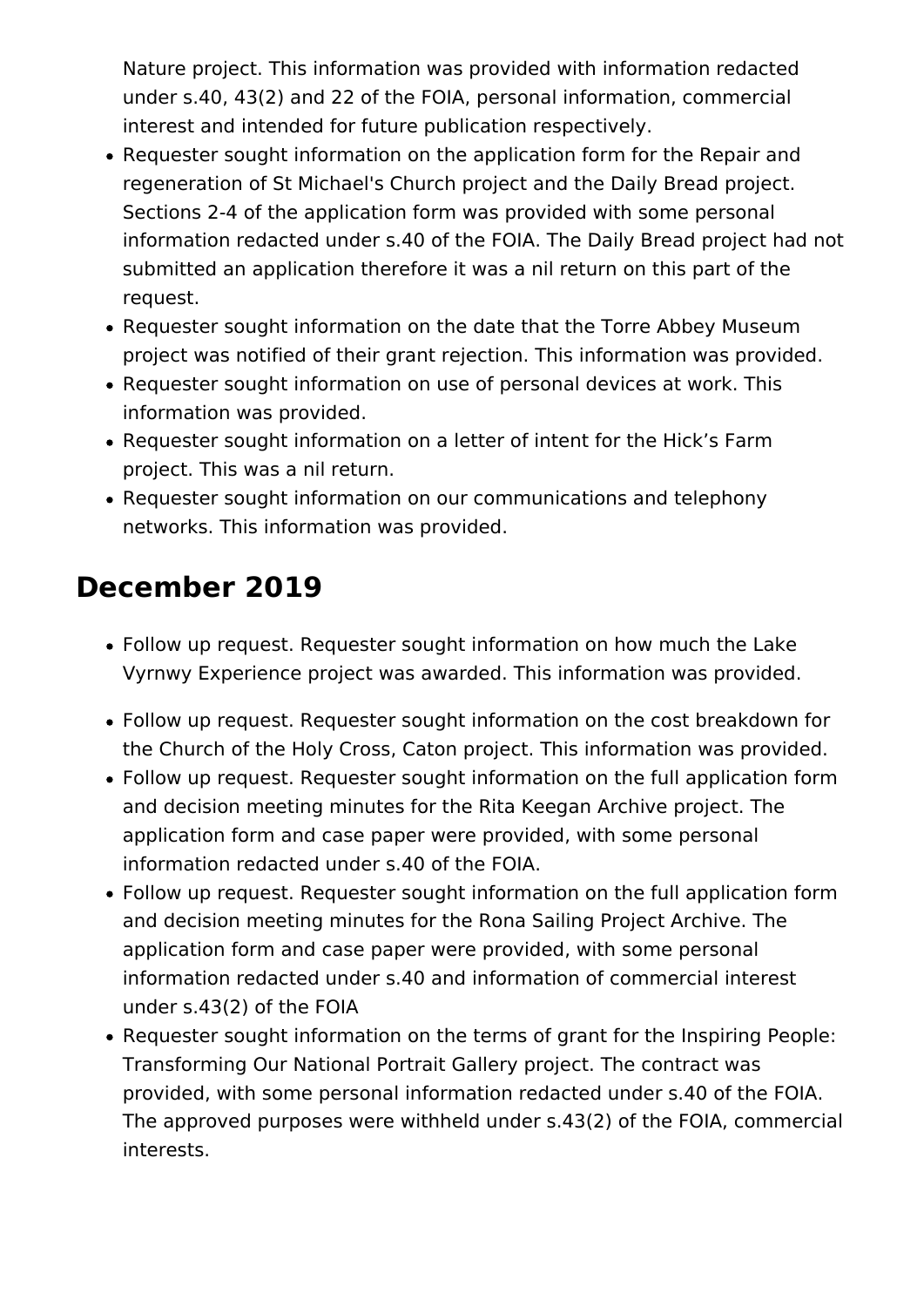Nature project. This information was provided with information redacted under s.40, 43(2) and 22 of the FOIA, personal information, commercial interest and intended for future publication respectively.

- Requester sought information on the application form for the Repair and regeneration of St Michael's Church project and the Daily Bread project. Sections 2-4 of the application form was provided with some personal information redacted under s.40 of the FOIA. The Daily Bread project had not submitted an application therefore it was a nil return on this part of the request.
- Requester sought information on the date that the Torre Abbey Museum project was notified of their grant rejection. This information was provided.
- Requester sought information on use of personal devices at work. This information was provided.
- Requester sought information on a letter of intent for the Hick's Farm project. This was a nil return.
- Requester sought information on our communications and telephony networks. This information was provided.

## December 2019

- Follow up request. Requester sought information on how much the Lake Vyrnwy Experience project was awarded. This information was provided.
- Follow up request. Requester sought information on the cost breakdown for the Church of the Holy Cross, Caton project. This information was provided.
- Follow up request. Requester sought information on the full application form and decision meeting minutes for the Rita Keegan Archive project. The application form and case paper were provided, with some personal information redacted under s.40 of the FOIA.
- Follow up request. Requester sought information on the full application form and decision meeting minutes for the Rona Sailing Project Archive. The application form and case paper were provided, with some personal information redacted under s.40 and information of commercial interest under s.43(2) of the FOIA
- Requester sought information on the terms of grant for the Inspiring People: Transforming Our National Portrait Gallery project. The contract was provided, with some personal information redacted under s.40 of the FOIA. The approved purposes were withheld under s.43(2) of the FOIA, commercial interests.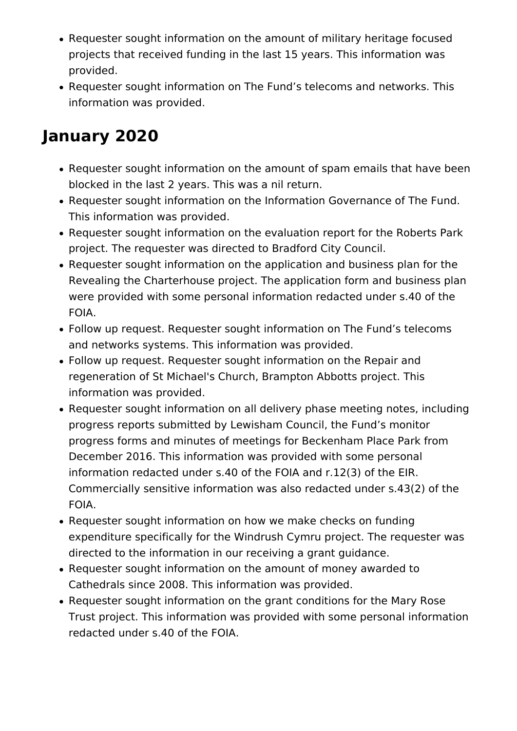- Requester sought information on the amount of military heritage focused projects that received funding in the last 15 years. This information was provided.
- Requester sought information on The Fund's telecoms and networks. This information was provided.

## January 2020

- Requester sought information on the amount of spam emails that have been blocked in the last 2 years. This was a nil return.
- Requester sought information on the Information Governance of The Fund. This information was provided.
- Requester sought information on the evaluation report for the Roberts Park project. The requester was directed to Bradford City Council.
- Requester sought information on the application and business plan for the Revealing the Charterhouse project. The application form and business plan were provided with some personal information redacted under s.40 of the FOIA.
- Follow up request. Requester sought information on The Fund's telecoms and networks systems. This information was provided.
- Follow up request. Requester sought information on the Repair and regeneration of St Michael's Church, Brampton Abbotts project. This information was provided.
- Requester sought information on all delivery phase meeting notes, including progress reports submitted by Lewisham Council, the Fund's monitor progress forms and minutes of meetings for Beckenham Place Park from December 2016. This information was provided with some personal information redacted under s.40 of the FOIA and r.12(3) of the EIR. Commercially sensitive information was also redacted under s.43(2) of the FOIA.
- Requester sought information on how we make checks on funding expenditure specifically for the Windrush Cymru project. The requester was directed to the information in our receiving a grant guidance.
- Requester sought information on the amount of money awarded to Cathedrals since 2008. This information was provided.
- Requester sought information on the grant conditions for the Mary Rose Trust project. This information was provided with some personal information redacted under s.40 of the FOIA.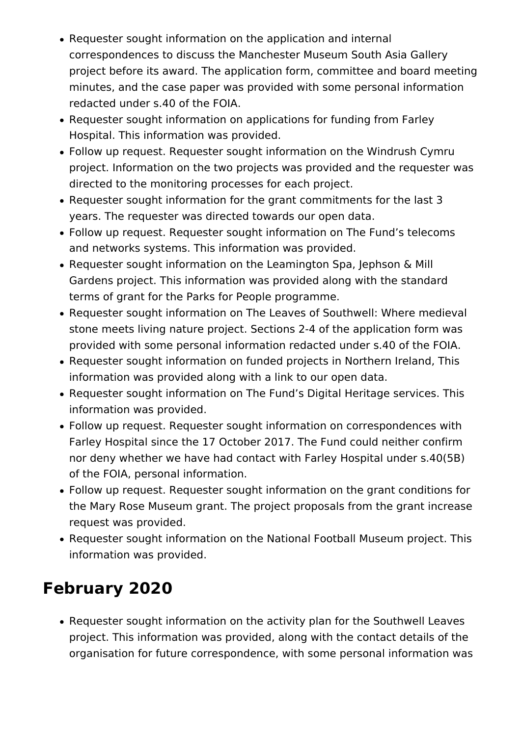- Requester sought information on the application and internal correspondences to discuss the Manchester Museum South Asia Gallery project before its award. The application form, committee and board meeting minutes, and the case paper was provided with some personal information redacted under s.40 of the FOIA.
- Requester sought information on applications for funding from Farley Hospital. This information was provided.
- Follow up request. Requester sought information on the Windrush Cymru project. Information on the two projects was provided and the requester was directed to the monitoring processes for each project.
- Requester sought information for the grant commitments for the last 3 years. The requester was directed towards our open data.
- Follow up request. Requester sought information on The Fund's telecoms and networks systems. This information was provided.
- Requester sought information on the Leamington Spa, Jephson & Mill Gardens project. This information was provided along with the standard terms of grant for the Parks for People programme.
- Requester sought information on The Leaves of Southwell: Where medieval stone meets living nature project. Sections 2-4 of the application form was provided with some personal information redacted under s.40 of the FOIA.
- Requester sought information on funded projects in Northern Ireland, This information was provided along with a link to our open data.
- Requester sought information on The Fund's Digital Heritage services. This information was provided.
- Follow up request. Requester sought information on correspondences with Farley Hospital since the 17 October 2017. The Fund could neither confirm nor deny whether we have had contact with Farley Hospital under s.40(5B) of the FOIA, personal information.
- Follow up request. Requester sought information on the grant conditions for the Mary Rose Museum grant. The project proposals from the grant increase request was provided.
- Requester sought information on the National Football Museum project. This information was provided.

## February 2020

- Requester sought information on the activity plan for the Southwell Leaves project. This information was provided, along with the contact details of the organisation for future correspondence, with some personal information was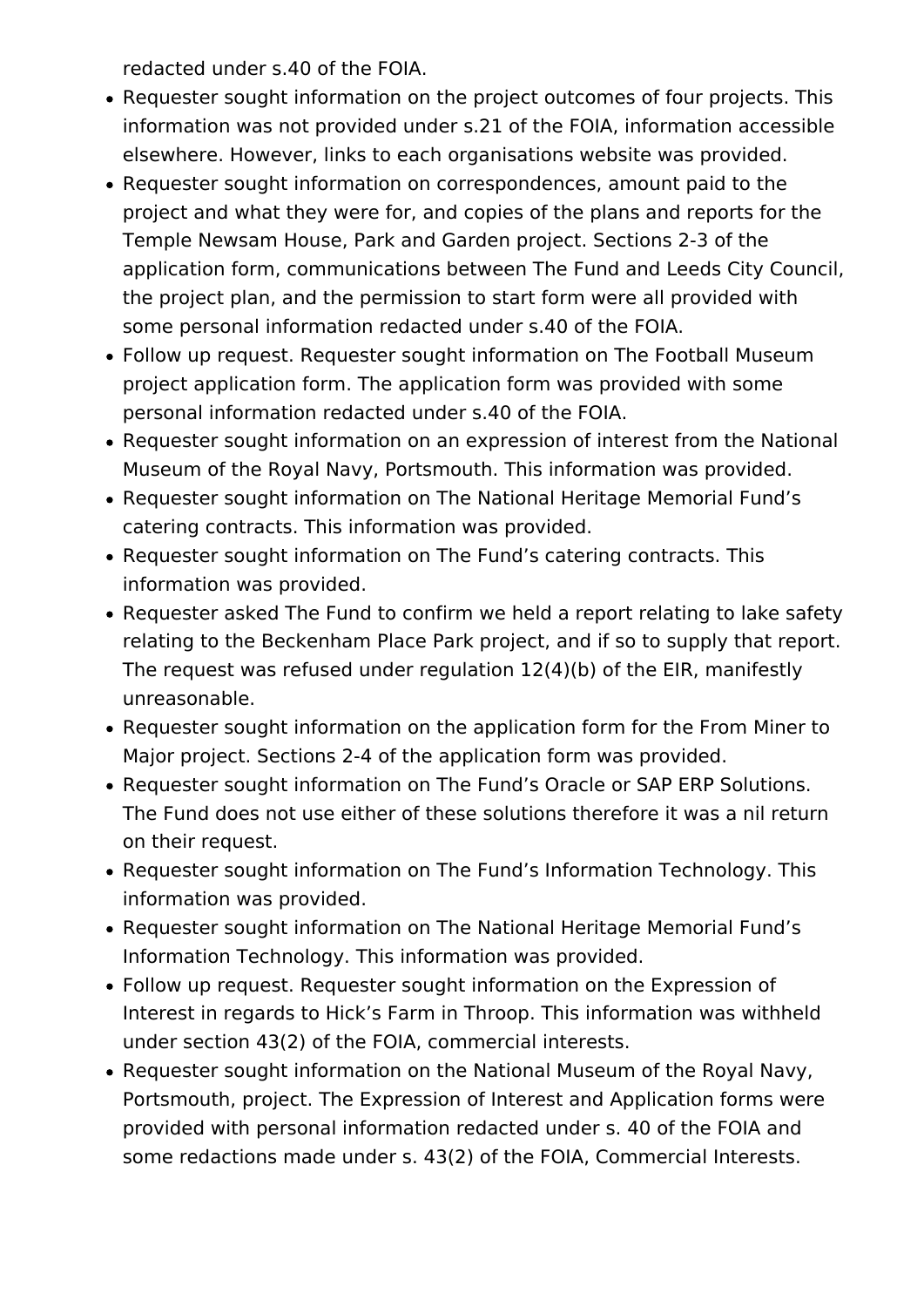redacted under s.40 of the FOIA.

- Requester sought information on the project outcomes of four projects. This information was not provided under s.21 of the FOIA, information accessible elsewhere. However, links to each organisations website was provided.
- Requester sought information on correspondences, amount paid to the project and what they were for, and copies of the plans and reports for the Temple Newsam House, Park and Garden project. Sections 2-3 of the application form, communications between The Fund and Leeds City Council, the project plan, and the permission to start form were all provided with some personal information redacted under s.40 of the FOIA.
- Follow up request. Requester sought information on The Football Museum project application form. The application form was provided with some personal information redacted under s.40 of the FOIA.
- Requester sought information on an expression of interest from the National Museum of the Royal Navy, Portsmouth. This information was provided.
- Requester sought information on The National Heritage Memorial Fund's catering contracts. This information was provided.
- Requester sought information on The Fund's catering contracts. This information was provided.
- Requester asked The Fund to confirm we held a report relating to lake safety relating to the Beckenham Place Park project, and if so to supply that report. The request was refused under regulation 12(4)(b) of the EIR, manifestly unreasonable.
- Requester sought information on the application form for the From Miner to Major project. Sections 2-4 of the application form was provided.
- Requester sought information on The Fund's Oracle or SAP ERP Solutions. The Fund does not use either of these solutions therefore it was a nil return on their request.
- Requester sought information on The Fund's Information Technology. This information was provided.
- Requester sought information on The National Heritage Memorial Fund's Information Technology. This information was provided.
- Follow up request. Requester sought information on the Expression of Interest in regards to Hick's Farm in Throop. This information was withheld under section 43(2) of the FOIA, commercial interests.
- Requester sought information on the National Museum of the Royal Navy, Portsmouth, project. The Expression of Interest and Application forms were provided with personal information redacted under s. 40 of the FOIA and some redactions made under s. 43(2) of the FOIA, Commercial Interests.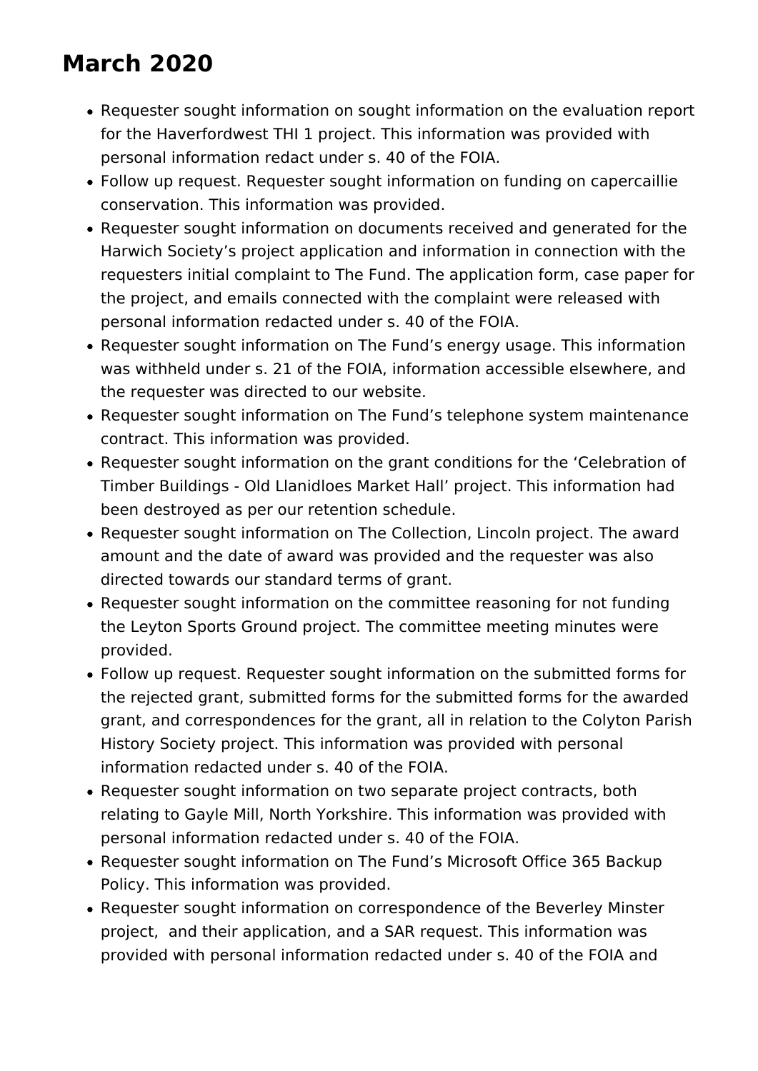## March 2020

- Requester sought information on sought information on the evaluation report for the Haverfordwest THI 1 project. This information was provided with personal information redact under s. 40 of the FOIA.
- Follow up request. Requester sought information on funding on capercaillie conservation. This information was provided.
- Requester sought information on documents received and generated for the Harwich Society's project application and information in connection with the requesters initial complaint to The Fund. The application form, case paper for the project, and emails connected with the complaint were released with personal information redacted under s. 40 of the FOIA.
- Requester sought information on The Fund's energy usage. This information was withheld under s. 21 of the FOIA, information accessible elsewhere, and the requester was directed to our website.
- Requester sought information on The Fund's telephone system maintenance contract. This information was provided.
- Requester sought information on the grant conditions for the 'Celebration of Timber Buildings - Old Llanidloes Market Hall' project. This information had been destroyed as per our retention schedule.
- Requester sought information on The Collection, Lincoln project. The award amount and the date of award was provided and the requester was also directed towards our standard terms of grant.
- Requester sought information on the committee reasoning for not funding the Leyton Sports Ground project. The committee meeting minutes were provided.
- Follow up request. Requester sought information on the submitted forms for the rejected grant, submitted forms for the submitted forms for the awarded grant, and correspondences for the grant, all in relation to the Colyton Parish History Society project. This information was provided with personal information redacted under s. 40 of the FOIA.
- Requester sought information on two separate project contracts, both relating to Gayle Mill, North Yorkshire. This information was provided with personal information redacted under s. 40 of the FOIA.
- Requester sought information on The Fund's Microsoft Office 365 Backup Policy. This information was provided.
- Requester sought information on correspondence of the Beverley Minster project, and their application, and a SAR request. This information was provided with personal information redacted under s. 40 of the FOIA and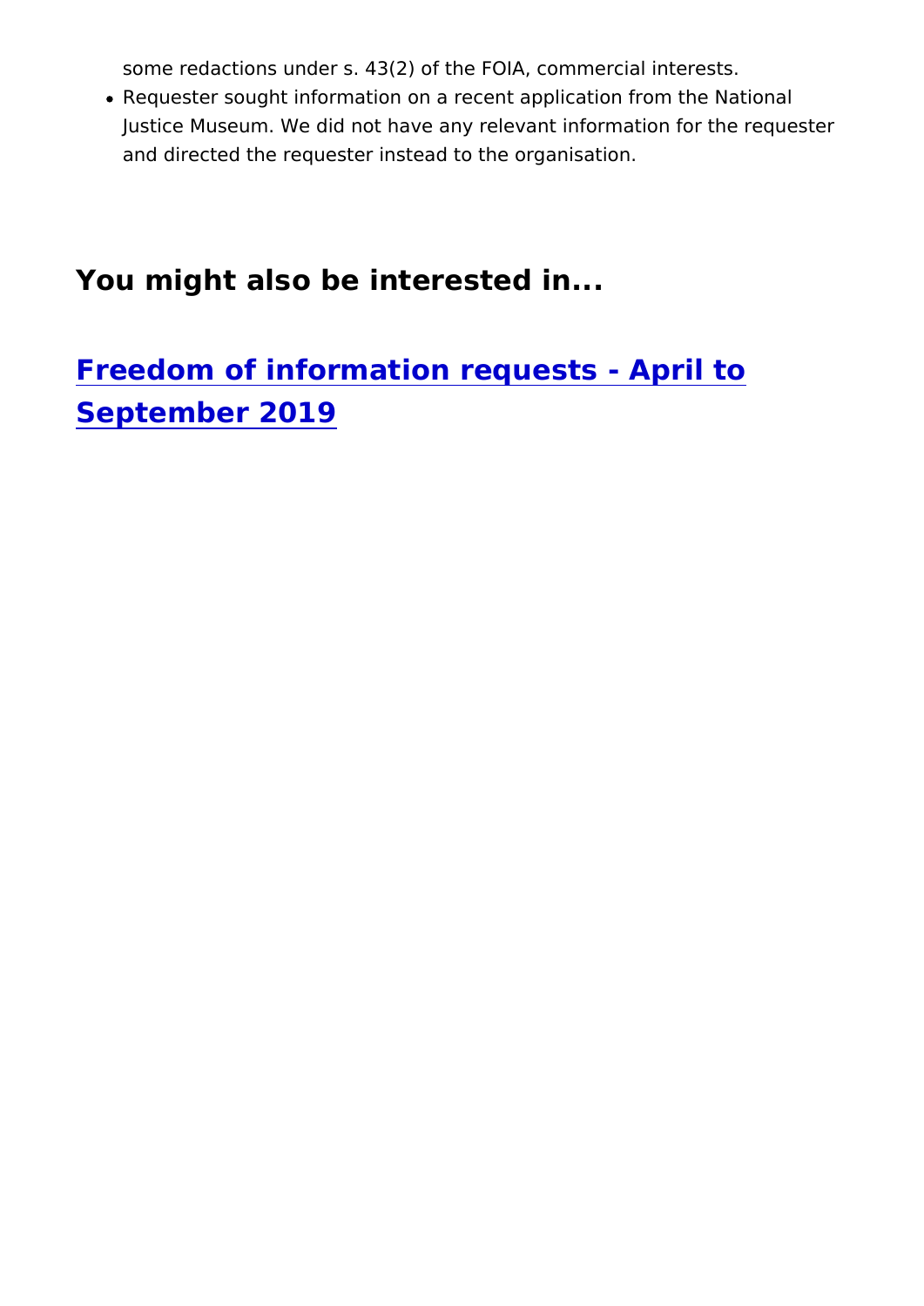some redactions under s. 43(2) of the FOIA, commercial interests.

- Requester sought information on a recent application from the National Justice Museum. We did not have any relevant information for the requester and directed the requester instead to the organisation.

## You might also be interested in...

### Freedom of information requests - April to September 2019